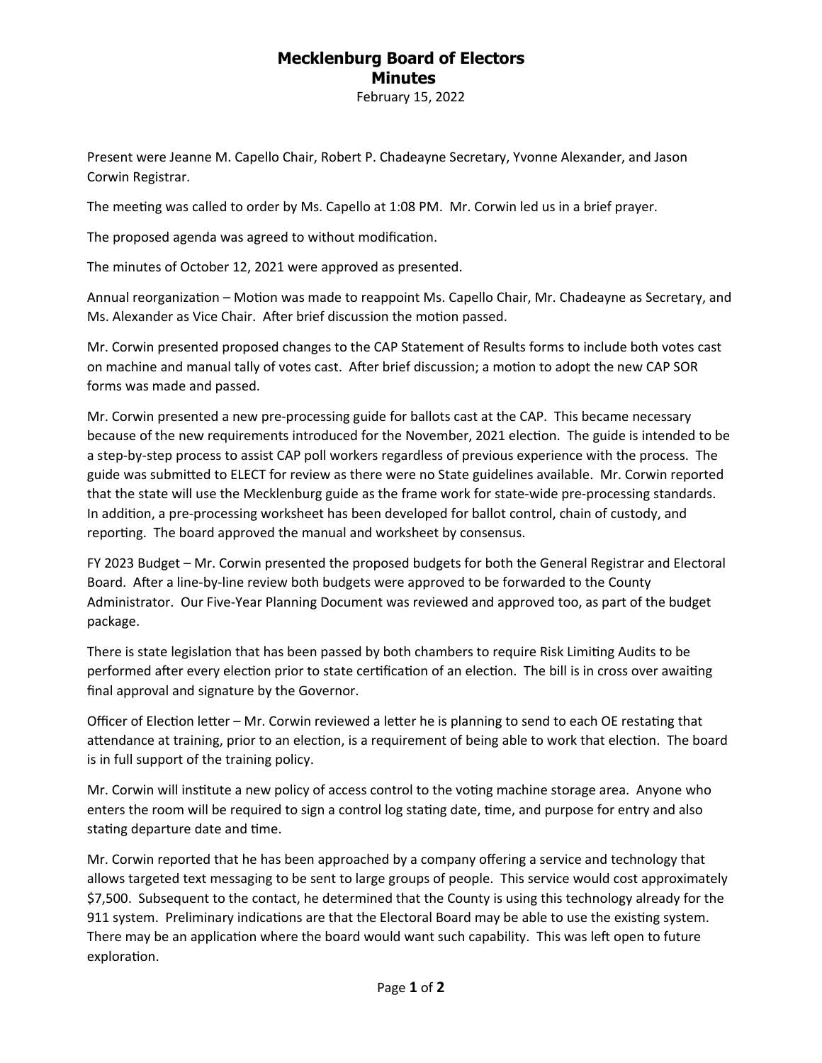# Mecklenburg Board of Electors
## Minutes

February 15, 2022

Present were Jeanne M. Capello Chair, Robert P. Chadeayne Secretary, Yvonne Alexander, and Jason Corwin Registrar.

The meeting was called to order by Ms. Capello at 1:08 PM. Mr. Corwin led us in a brief prayer.

The proposed agenda was agreed to without modification.

The minutes of October 12, 2021 were approved as presented.

Annual reorganization – Motion was made to reappoint Ms. Capello Chair, Mr. Chadeayne as Secretary, and Ms. Alexander as Vice Chair. After brief discussion the motion passed.

Mr. Corwin presented proposed changes to the CAP Statement of Results forms to include both votes cast on machine and manual tally of votes cast. After brief discussion; a motion to adopt the new CAP SOR forms was made and passed.

Mr. Corwin presented a new pre-processing guide for ballots cast at the CAP. This became necessary because of the new requirements introduced for the November, 2021 election. The guide is intended to be a step-by-step process to assist CAP poll workers regardless of previous experience with the process. The guide was submitted to ELECT for review as there were no State guidelines available. Mr. Corwin reported that the state will use the Mecklenburg guide as the frame work for state-wide pre-processing standards. In addition, a pre-processing worksheet has been developed for ballot control, chain of custody, and reporting. The board approved the manual and worksheet by consensus.

FY 2023 Budget – Mr. Corwin presented the proposed budgets for both the General Registrar and Electoral Board. After a line-by-line review both budgets were approved to be forwarded to the County Administrator. Our Five-Year Planning Document was reviewed and approved too, as part of the budget package.

There is state legislation that has been passed by both chambers to require Risk Limiting Audits to be performed after every election prior to state certification of an election. The bill is in cross over awaiting final approval and signature by the Governor.

Officer of Election letter – Mr. Corwin reviewed a letter he is planning to send to each OE restating that attendance at training, prior to an election, is a requirement of being able to work that election. The board is in full support of the training policy.

Mr. Corwin will institute a new policy of access control to the voting machine storage area. Anyone who enters the room will be required to sign a control log stating date, time, and purpose for entry and also stating departure date and time.

Mr. Corwin reported that he has been approached by a company offering a service and technology that allows targeted text messaging to be sent to large groups of people. This service would cost approximately $7,500. Subsequent to the contact, he determined that the County is using this technology already for the 911 system. Preliminary indications are that the Electoral Board may be able to use the existing system. There may be an application where the board would want such capability. This was left open to future exploration.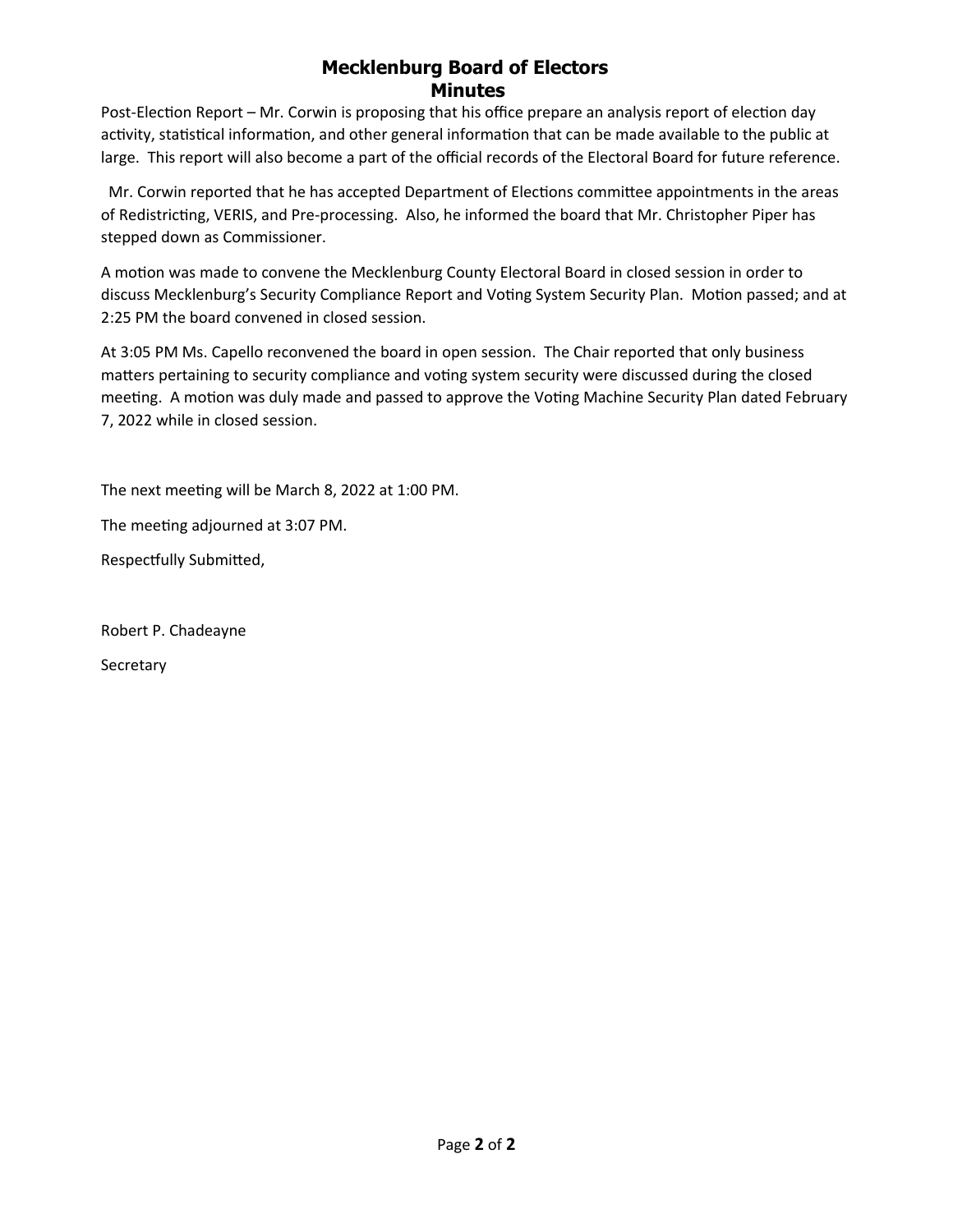# Mecklenburg Board of Electors
## Minutes

Post-Election Report – Mr. Corwin is proposing that his office prepare an analysis report of election day activity, statistical information, and other general information that can be made available to the public at large. This report will also become a part of the official records of the Electoral Board for future reference.

Mr. Corwin reported that he has accepted Department of Elections committee appointments in the areas of Redistricting, VERIS, and Pre-processing. Also, he informed the board that Mr. Christopher Piper has stepped down as Commissioner.

A motion was made to convene the Mecklenburg County Electoral Board in closed session in order to discuss Mecklenburg's Security Compliance Report and Voting System Security Plan. Motion passed; and at 2:25 PM the board convened in closed session.

At 3:05 PM Ms. Capello reconvened the board in open session. The Chair reported that only business matters pertaining to security compliance and voting system security were discussed during the closed meeting. A motion was duly made and passed to approve the Voting Machine Security Plan dated February 7, 2022 while in closed session.

The next meeting will be March 8, 2022 at 1:00 PM.

The meeting adjourned at 3:07 PM.

Respectfully Submitted,

Robert P. Chadeayne

Secretary